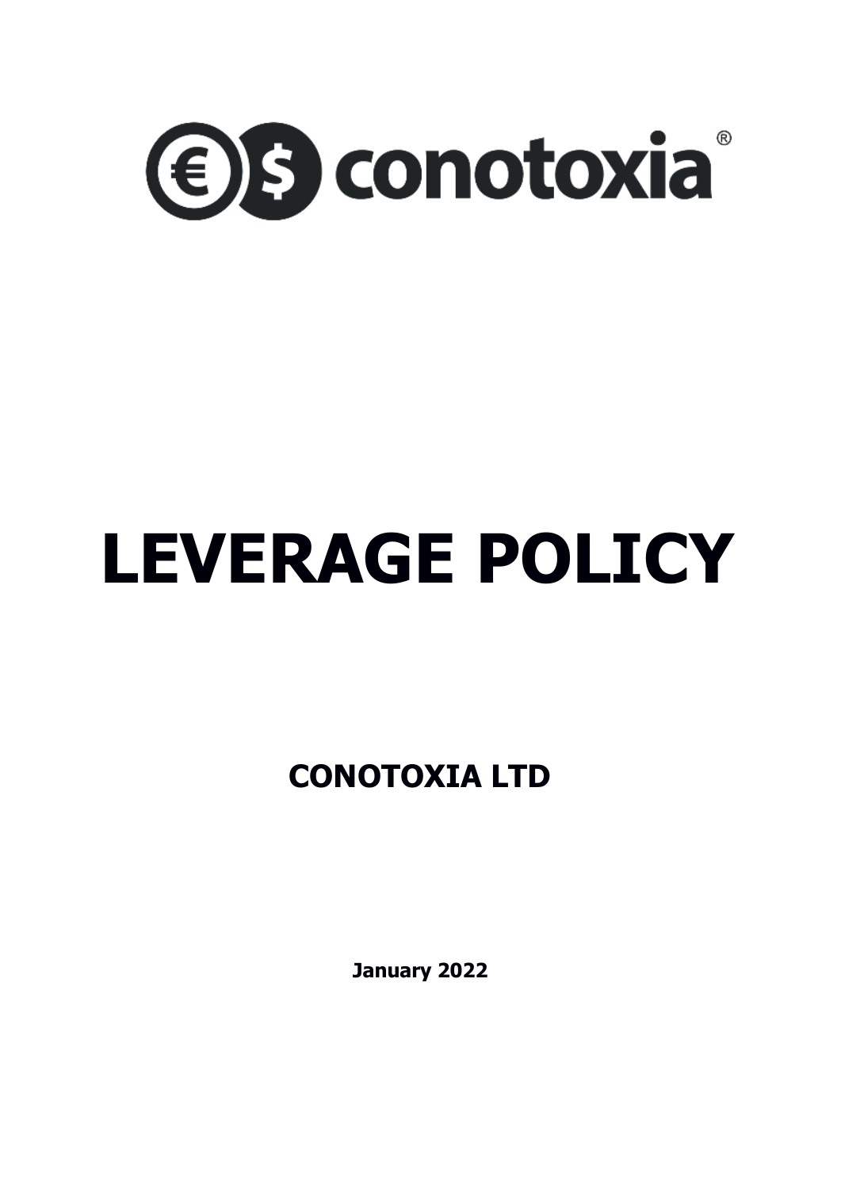conotoxia®

# LEVERAGE POLICY

## CONOTOXIA LTD

**January 2022**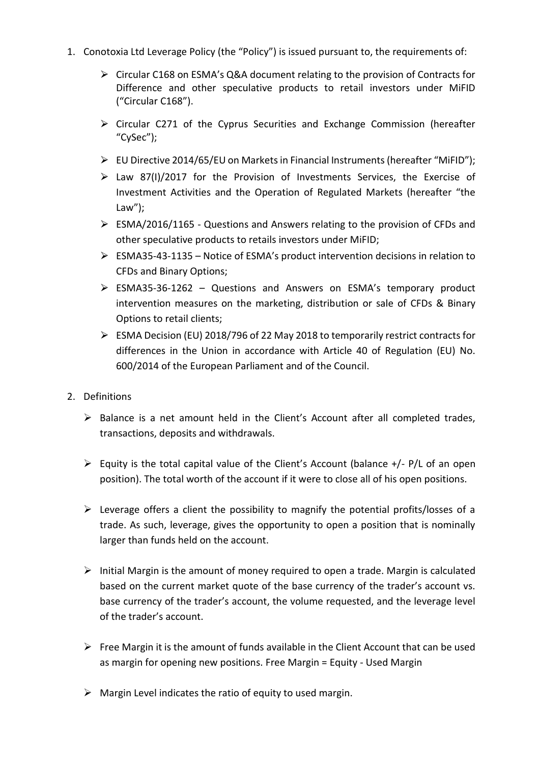1. Conotoxia Ltd Leverage Policy (the "Policy") is issued pursuant to, the requirements of:

    - Circular C168 on ESMA's Q&A document relating to the provision of Contracts for Difference and other speculative products to retail investors under MiFID ("Circular C168").
    - Circular C271 of the Cyprus Securities and Exchange Commission (hereafter "CySec");
    - EU Directive 2014/65/EU on Markets in Financial Instruments (hereafter "MiFID");
    - Law 87(I)/2017 for the Provision of Investments Services, the Exercise of Investment Activities and the Operation of Regulated Markets (hereafter "the Law");
    - ESMA/2016/1165 - Questions and Answers relating to the provision of CFDs and other speculative products to retails investors under MiFID;
    - ESMA35-43-1135 – Notice of ESMA's product intervention decisions in relation to CFDs and Binary Options;
    - ESMA35-36-1262 – Questions and Answers on ESMA's temporary product intervention measures on the marketing, distribution or sale of CFDs & Binary Options to retail clients;
    - ESMA Decision (EU) 2018/796 of 22 May 2018 to temporarily restrict contracts for differences in the Union in accordance with Article 40 of Regulation (EU) No. 600/2014 of the European Parliament and of the Council.

2. Definitions

    - Balance is a net amount held in the Client's Account after all completed trades, transactions, deposits and withdrawals.
    - Equity is the total capital value of the Client's Account (balance +/- P/L of an open position). The total worth of the account if it were to close all of his open positions.
    - Leverage offers a client the possibility to magnify the potential profits/losses of a trade. As such, leverage, gives the opportunity to open a position that is nominally larger than funds held on the account.
    - Initial Margin is the amount of money required to open a trade. Margin is calculated based on the current market quote of the base currency of the trader's account vs. base currency of the trader's account, the volume requested, and the leverage level of the trader's account.
    - Free Margin it is the amount of funds available in the Client Account that can be used as margin for opening new positions. Free Margin = Equity - Used Margin
    - Margin Level indicates the ratio of equity to used margin.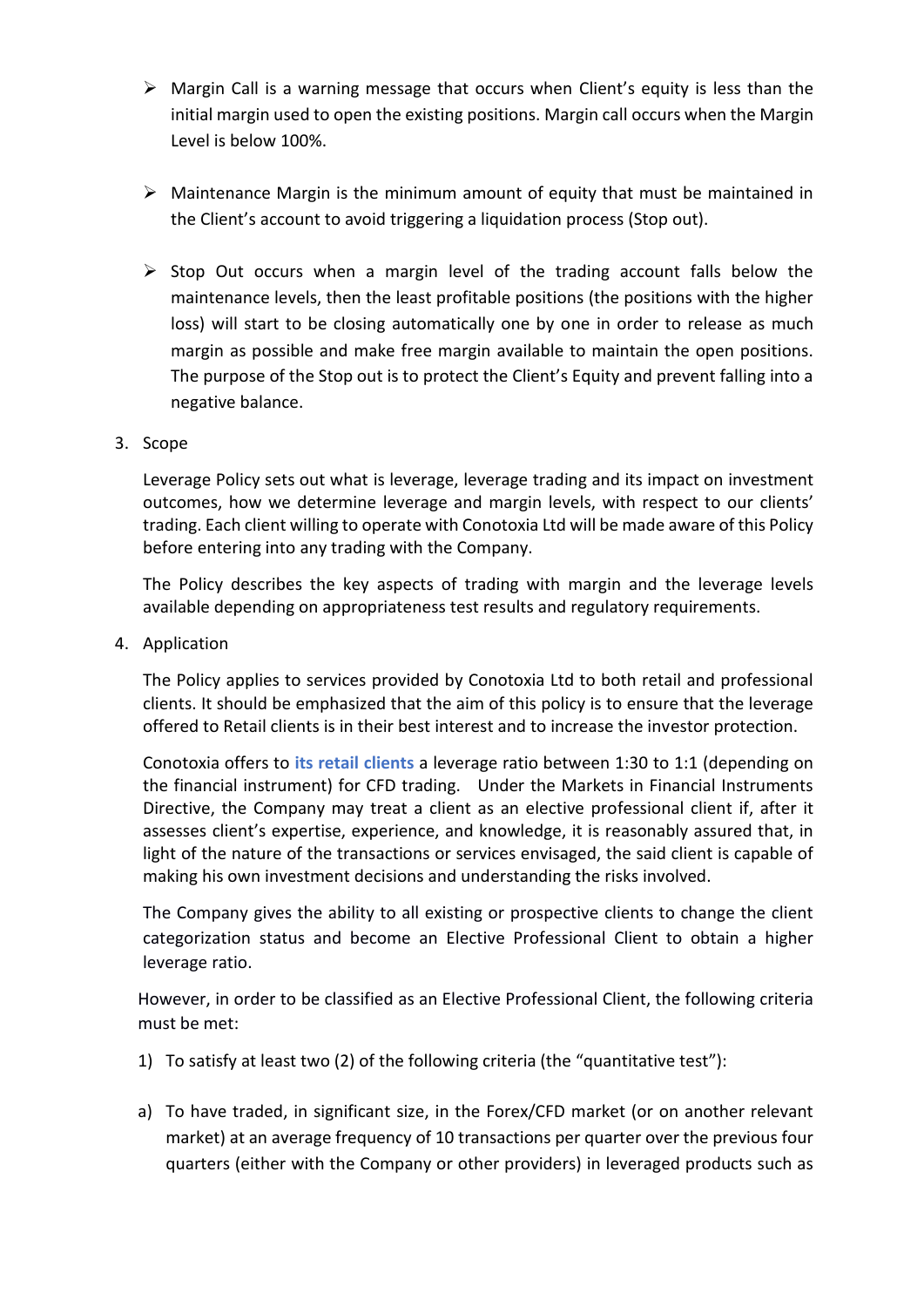- Margin Call is a warning message that occurs when Client's equity is less than the initial margin used to open the existing positions. Margin call occurs when the Margin Level is below 100%.

- Maintenance Margin is the minimum amount of equity that must be maintained in the Client's account to avoid triggering a liquidation process (Stop out).

- Stop Out occurs when a margin level of the trading account falls below the maintenance levels, then the least profitable positions (the positions with the higher loss) will start to be closing automatically one by one in order to release as much margin as possible and make free margin available to maintain the open positions. The purpose of the Stop out is to protect the Client's Equity and prevent falling into a negative balance.

3. Scope

   Leverage Policy sets out what is leverage, leverage trading and its impact on investment outcomes, how we determine leverage and margin levels, with respect to our clients' trading. Each client willing to operate with Conotoxia Ltd will be made aware of this Policy before entering into any trading with the Company.

   The Policy describes the key aspects of trading with margin and the leverage levels available depending on appropriateness test results and regulatory requirements.

4. Application

   The Policy applies to services provided by Conotoxia Ltd to both retail and professional clients. It should be emphasized that the aim of this policy is to ensure that the leverage offered to Retail clients is in their best interest and to increase the investor protection.

   Conotoxia offers to **its retail clients** a leverage ratio between 1:30 to 1:1 (depending on the financial instrument) for CFD trading. Under the Markets in Financial Instruments Directive, the Company may treat a client as an elective professional client if, after it assesses client's expertise, experience, and knowledge, it is reasonably assured that, in light of the nature of the transactions or services envisaged, the said client is capable of making his own investment decisions and understanding the risks involved.

   The Company gives the ability to all existing or prospective clients to change the client categorization status and become an Elective Professional Client to obtain a higher leverage ratio.

   However, in order to be classified as an Elective Professional Client, the following criteria must be met:

   1) To satisfy at least two (2) of the following criteria (the "quantitative test"):

   a) To have traded, in significant size, in the Forex/CFD market (or on another relevant market) at an average frequency of 10 transactions per quarter over the previous four quarters (either with the Company or other providers) in leveraged products such as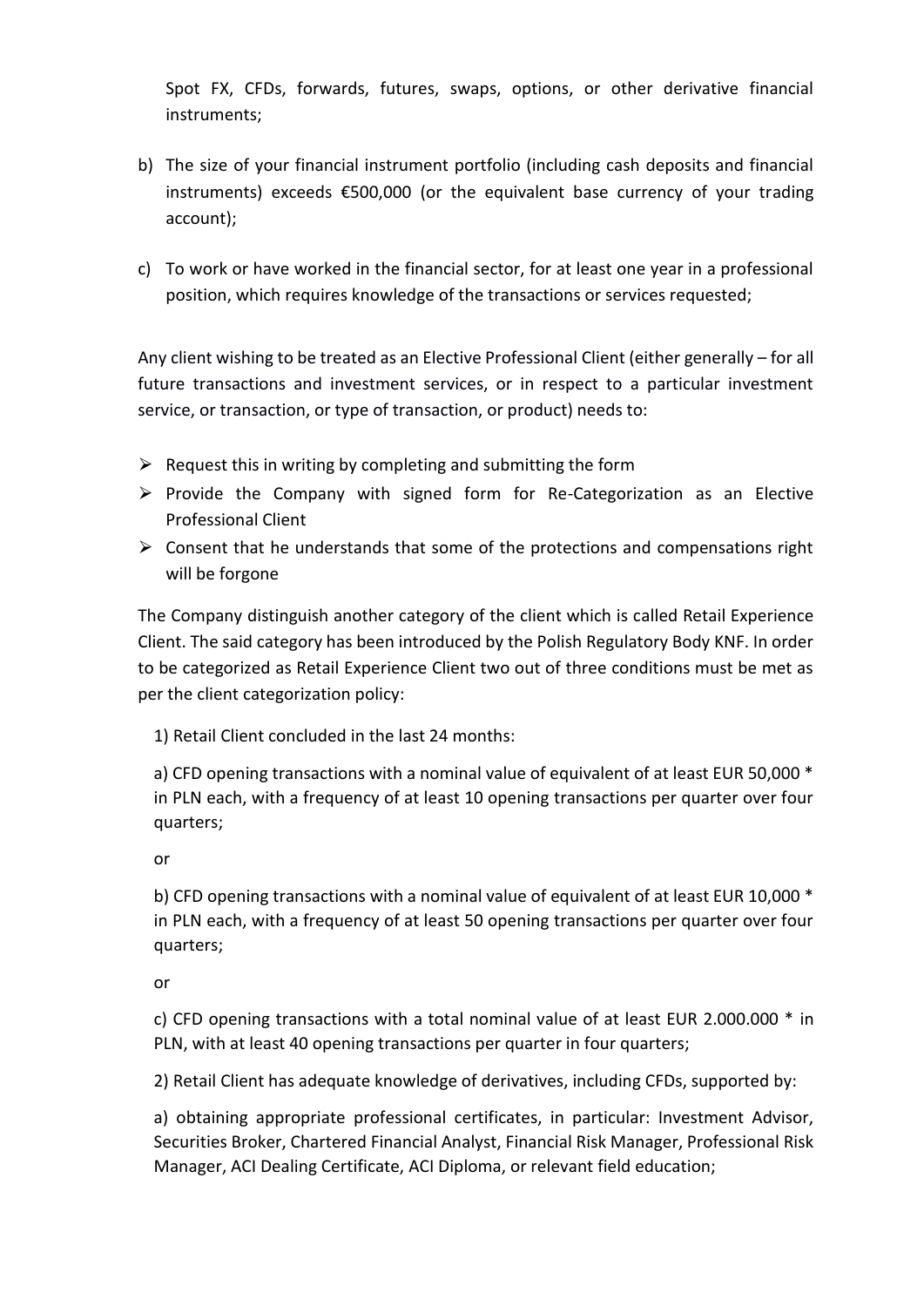Spot FX, CFDs, forwards, futures, swaps, options, or other derivative financial instruments;

b) The size of your financial instrument portfolio (including cash deposits and financial instruments) exceeds €500,000 (or the equivalent base currency of your trading account);

c) To work or have worked in the financial sector, for at least one year in a professional position, which requires knowledge of the transactions or services requested;

Any client wishing to be treated as an Elective Professional Client (either generally – for all future transactions and investment services, or in respect to a particular investment service, or transaction, or type of transaction, or product) needs to:

- Request this in writing by completing and submitting the form
- Provide the Company with signed form for Re-Categorization as an Elective Professional Client
- Consent that he understands that some of the protections and compensations right will be forgone

The Company distinguish another category of the client which is called Retail Experience Client. The said category has been introduced by the Polish Regulatory Body KNF. In order to be categorized as Retail Experience Client two out of three conditions must be met as per the client categorization policy:

1) Retail Client concluded in the last 24 months:

a) CFD opening transactions with a nominal value of equivalent of at least EUR 50,000 * in PLN each, with a frequency of at least 10 opening transactions per quarter over four quarters;

or

b) CFD opening transactions with a nominal value of equivalent of at least EUR 10,000 * in PLN each, with a frequency of at least 50 opening transactions per quarter over four quarters;

or

c) CFD opening transactions with a total nominal value of at least EUR 2.000.000 * in PLN, with at least 40 opening transactions per quarter in four quarters;

2) Retail Client has adequate knowledge of derivatives, including CFDs, supported by:

a) obtaining appropriate professional certificates, in particular: Investment Advisor, Securities Broker, Chartered Financial Analyst, Financial Risk Manager, Professional Risk Manager, ACI Dealing Certificate, ACI Diploma, or relevant field education;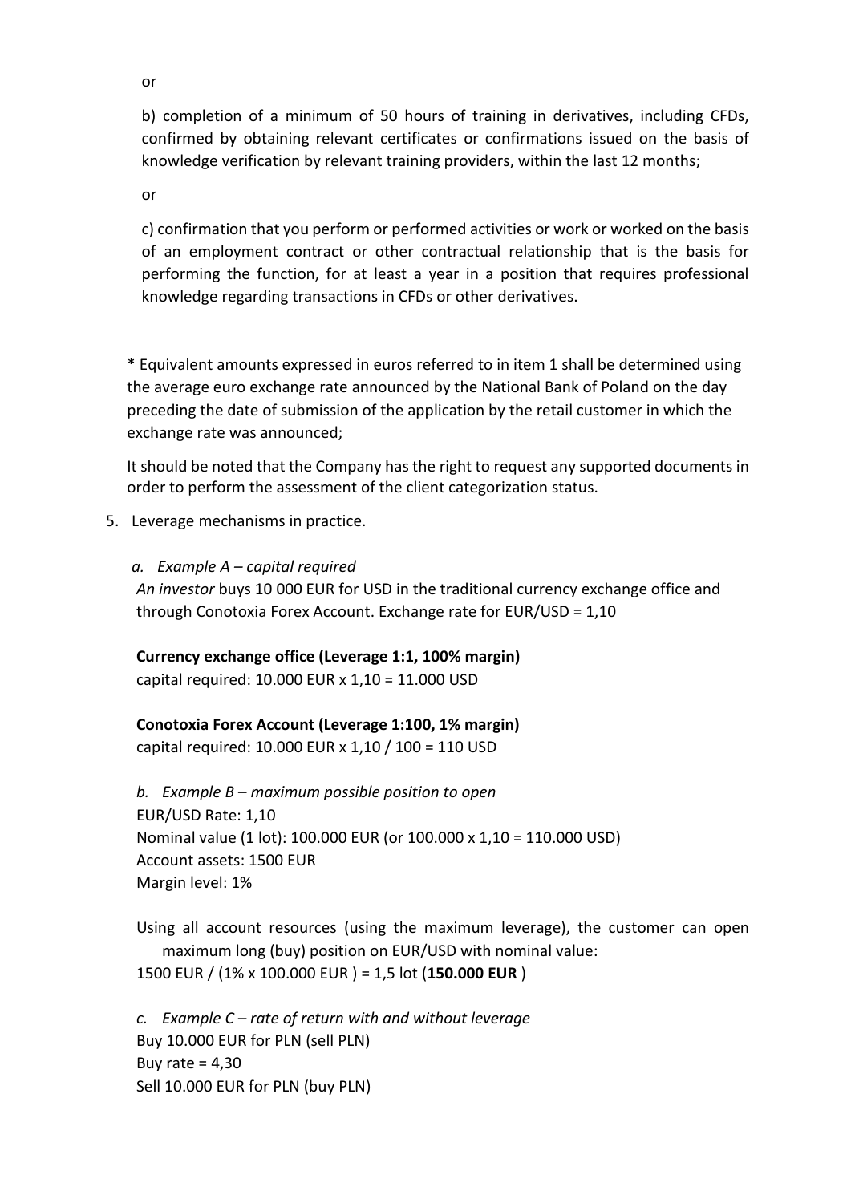or

b) completion of a minimum of 50 hours of training in derivatives, including CFDs, confirmed by obtaining relevant certificates or confirmations issued on the basis of knowledge verification by relevant training providers, within the last 12 months;

or

c) confirmation that you perform or performed activities or work or worked on the basis of an employment contract or other contractual relationship that is the basis for performing the function, for at least a year in a position that requires professional knowledge regarding transactions in CFDs or other derivatives.

* Equivalent amounts expressed in euros referred to in item 1 shall be determined using the average euro exchange rate announced by the National Bank of Poland on the day preceding the date of submission of the application by the retail customer in which the exchange rate was announced;

It should be noted that the Company has the right to request any supported documents in order to perform the assessment of the client categorization status.

5. Leverage mechanisms in practice.

   a. *Example A – capital required*

   *An investor* buys 10 000 EUR for USD in the traditional currency exchange office and through Conotoxia Forex Account. Exchange rate for EUR/USD = 1,10

   **Currency exchange office (Leverage 1:1, 100% margin)**
   capital required: 10.000 EUR x 1,10 = 11.000 USD

   **Conotoxia Forex Account (Leverage 1:100, 1% margin)**
   capital required: 10.000 EUR x 1,10 / 100 = 110 USD

   b. *Example B – maximum possible position to open*

   EUR/USD Rate: 1,10
   Nominal value (1 lot): 100.000 EUR (or 100.000 x 1,10 = 110.000 USD)
   Account assets: 1500 EUR
   Margin level: 1%

   Using all account resources (using the maximum leverage), the customer can open maximum long (buy) position on EUR/USD with nominal value:
   1500 EUR / (1% x 100.000 EUR ) = 1,5 lot (**150.000 EUR** )

   c. *Example C – rate of return with and without leverage*

   Buy 10.000 EUR for PLN (sell PLN)
   Buy rate = 4,30
   Sell 10.000 EUR for PLN (buy PLN)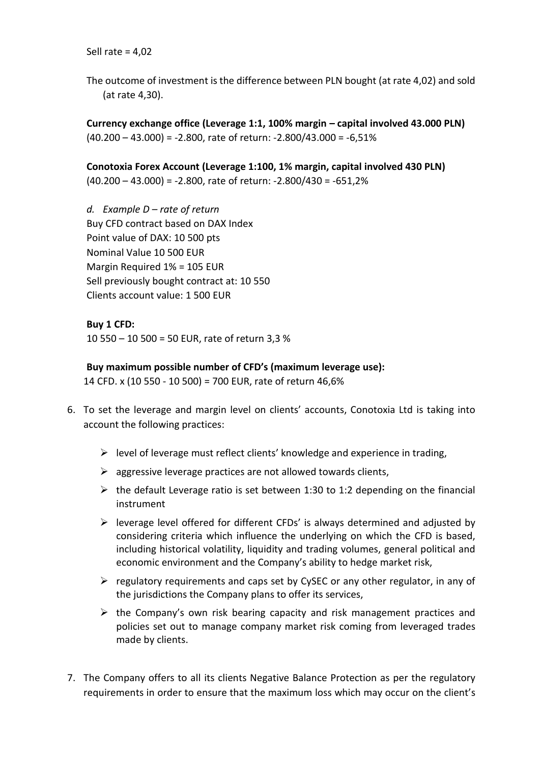Sell rate = 4,02

The outcome of investment is the difference between PLN bought (at rate 4,02) and sold (at rate 4,30).

**Currency exchange office (Leverage 1:1, 100% margin – capital involved 43.000 PLN)**
(40.200 – 43.000) = -2.800, rate of return: -2.800/43.000 = -6,51%

**Conotoxia Forex Account (Leverage 1:100, 1% margin, capital involved 430 PLN)**
(40.200 – 43.000) = -2.800, rate of return: -2.800/430 = -651,2%

*d. Example D – rate of return*
Buy CFD contract based on DAX Index
Point value of DAX: 10 500 pts
Nominal Value 10 500 EUR
Margin Required 1% = 105 EUR
Sell previously bought contract at: 10 550
Clients account value: 1 500 EUR

**Buy 1 CFD:**
10 550 – 10 500 = 50 EUR, rate of return 3,3 %

**Buy maximum possible number of CFD's (maximum leverage use):**
14 CFD. x (10 550 - 10 500) = 700 EUR, rate of return 46,6%

6. To set the leverage and margin level on clients' accounts, Conotoxia Ltd is taking into account the following practices:
   - level of leverage must reflect clients' knowledge and experience in trading,
   - aggressive leverage practices are not allowed towards clients,
   - the default Leverage ratio is set between 1:30 to 1:2 depending on the financial instrument
   - leverage level offered for different CFDs' is always determined and adjusted by considering criteria which influence the underlying on which the CFD is based, including historical volatility, liquidity and trading volumes, general political and economic environment and the Company's ability to hedge market risk,
   - regulatory requirements and caps set by CySEC or any other regulator, in any of the jurisdictions the Company plans to offer its services,
   - the Company's own risk bearing capacity and risk management practices and policies set out to manage company market risk coming from leveraged trades made by clients.

7. The Company offers to all its clients Negative Balance Protection as per the regulatory requirements in order to ensure that the maximum loss which may occur on the client's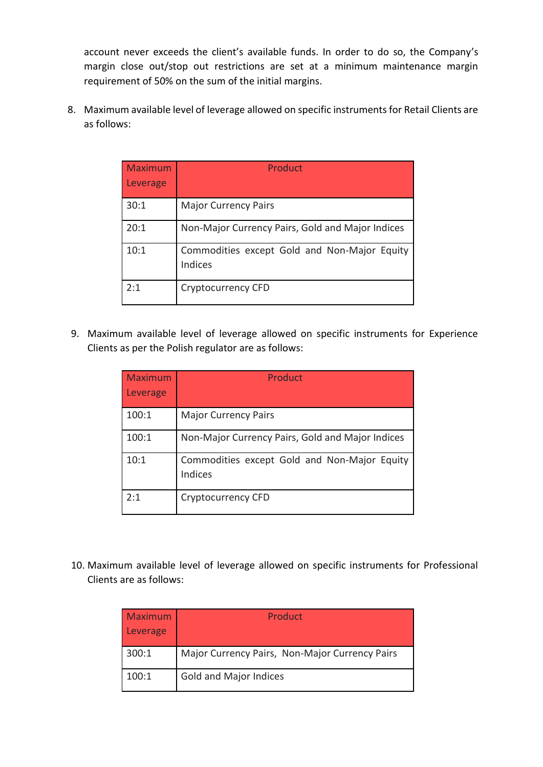account never exceeds the client's available funds. In order to do so, the Company's margin close out/stop out restrictions are set at a minimum maintenance margin requirement of 50% on the sum of the initial margins.

8. Maximum available level of leverage allowed on specific instruments for Retail Clients are as follows:

| Maximum Leverage | Product |
|---|---|
| 30:1 | Major Currency Pairs |
| 20:1 | Non-Major Currency Pairs, Gold and Major Indices |
| 10:1 | Commodities except Gold and Non-Major Equity Indices |
| 2:1 | Cryptocurrency CFD |

9. Maximum available level of leverage allowed on specific instruments for Experience Clients as per the Polish regulator are as follows:

| Maximum Leverage | Product |
|---|---|
| 100:1 | Major Currency Pairs |
| 100:1 | Non-Major Currency Pairs, Gold and Major Indices |
| 10:1 | Commodities except Gold and Non-Major Equity Indices |
| 2:1 | Cryptocurrency CFD |

10. Maximum available level of leverage allowed on specific instruments for Professional Clients are as follows:

| Maximum Leverage | Product |
|---|---|
| 300:1 | Major Currency Pairs, Non-Major Currency Pairs |
| 100:1 | Gold and Major Indices |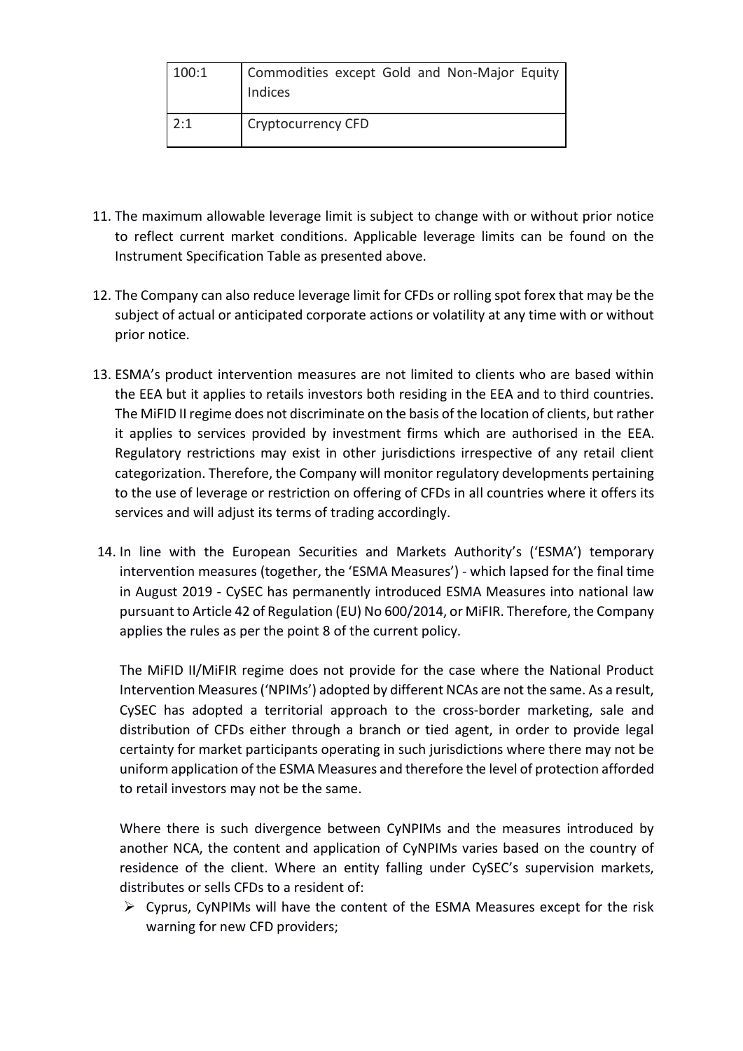| 100:1 | Commodities except Gold and Non-Major Equity Indices |
|---|---|
| 2:1 | Cryptocurrency CFD |

11. The maximum allowable leverage limit is subject to change with or without prior notice to reflect current market conditions. Applicable leverage limits can be found on the Instrument Specification Table as presented above.

12. The Company can also reduce leverage limit for CFDs or rolling spot forex that may be the subject of actual or anticipated corporate actions or volatility at any time with or without prior notice.

13. ESMA's product intervention measures are not limited to clients who are based within the EEA but it applies to retails investors both residing in the EEA and to third countries. The MiFID II regime does not discriminate on the basis of the location of clients, but rather it applies to services provided by investment firms which are authorised in the EEA. Regulatory restrictions may exist in other jurisdictions irrespective of any retail client categorization. Therefore, the Company will monitor regulatory developments pertaining to the use of leverage or restriction on offering of CFDs in all countries where it offers its services and will adjust its terms of trading accordingly.

14. In line with the European Securities and Markets Authority's ('ESMA') temporary intervention measures (together, the 'ESMA Measures') - which lapsed for the final time in August 2019 - CySEC has permanently introduced ESMA Measures into national law pursuant to Article 42 of Regulation (EU) No 600/2014, or MiFIR. Therefore, the Company applies the rules as per the point 8 of the current policy.

    The MiFID II/MiFIR regime does not provide for the case where the National Product Intervention Measures ('NPIMs') adopted by different NCAs are not the same. As a result, CySEC has adopted a territorial approach to the cross-border marketing, sale and distribution of CFDs either through a branch or tied agent, in order to provide legal certainty for market participants operating in such jurisdictions where there may not be uniform application of the ESMA Measures and therefore the level of protection afforded to retail investors may not be the same.

    Where there is such divergence between CyNPIMs and the measures introduced by another NCA, the content and application of CyNPIMs varies based on the country of residence of the client. Where an entity falling under CySEC's supervision markets, distributes or sells CFDs to a resident of:

    - Cyprus, CyNPIMs will have the content of the ESMA Measures except for the risk warning for new CFD providers;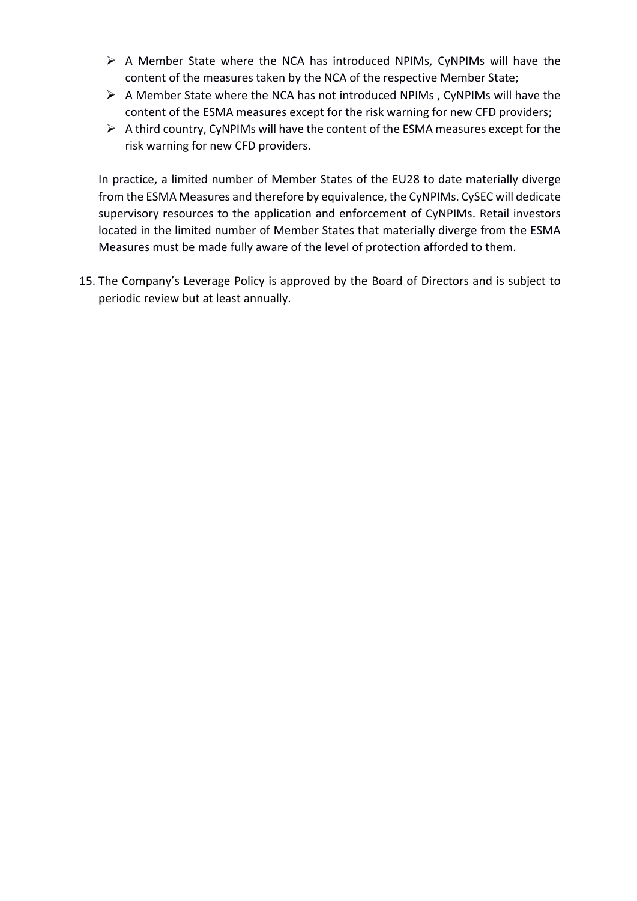- A Member State where the NCA has introduced NPIMs, CyNPIMs will have the content of the measures taken by the NCA of the respective Member State;
- A Member State where the NCA has not introduced NPIMs , CyNPIMs will have the content of the ESMA measures except for the risk warning for new CFD providers;
- A third country, CyNPIMs will have the content of the ESMA measures except for the risk warning for new CFD providers.

In practice, a limited number of Member States of the EU28 to date materially diverge from the ESMA Measures and therefore by equivalence, the CyNPIMs. CySEC will dedicate supervisory resources to the application and enforcement of CyNPIMs. Retail investors located in the limited number of Member States that materially diverge from the ESMA Measures must be made fully aware of the level of protection afforded to them.

15. The Company's Leverage Policy is approved by the Board of Directors and is subject to periodic review but at least annually.